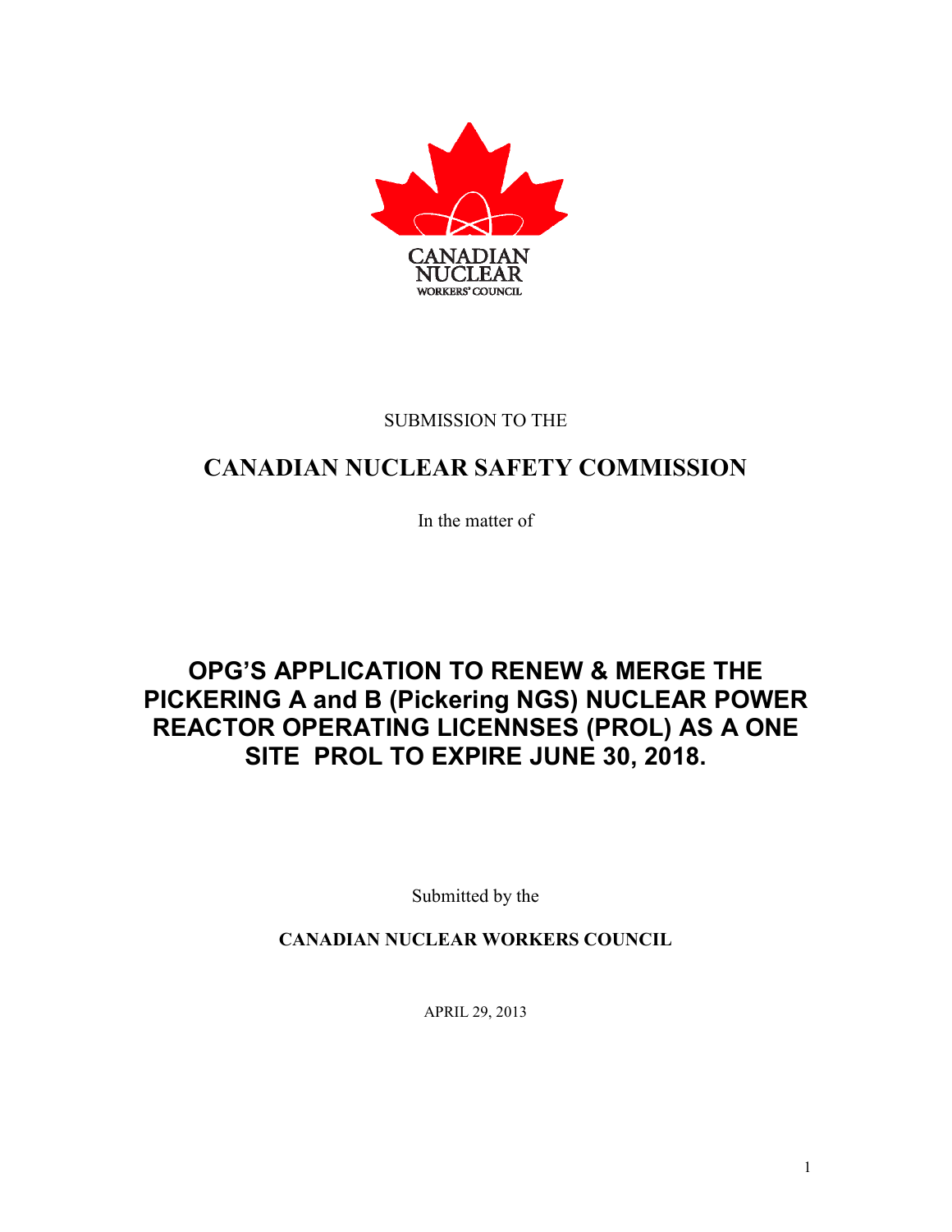CANADIAN NUCLEAR WORKERS' COUNCIL

SUBMISSION TO THE

# CANADIAN NUCLEAR SAFETY COMMISSION

In the matter of

# OPG'S APPLICATION TO RENEW & MERGE THE PICKERING A and B (Pickering NGS) NUCLEAR POWER REACTOR OPERATING LICENNSES (PROL) AS A ONE SITE PROL TO EXPIRE JUNE 30, 2018.

Submitted by the

**CANADIAN NUCLEAR WORKERS COUNCIL**

APRIL 29, 2013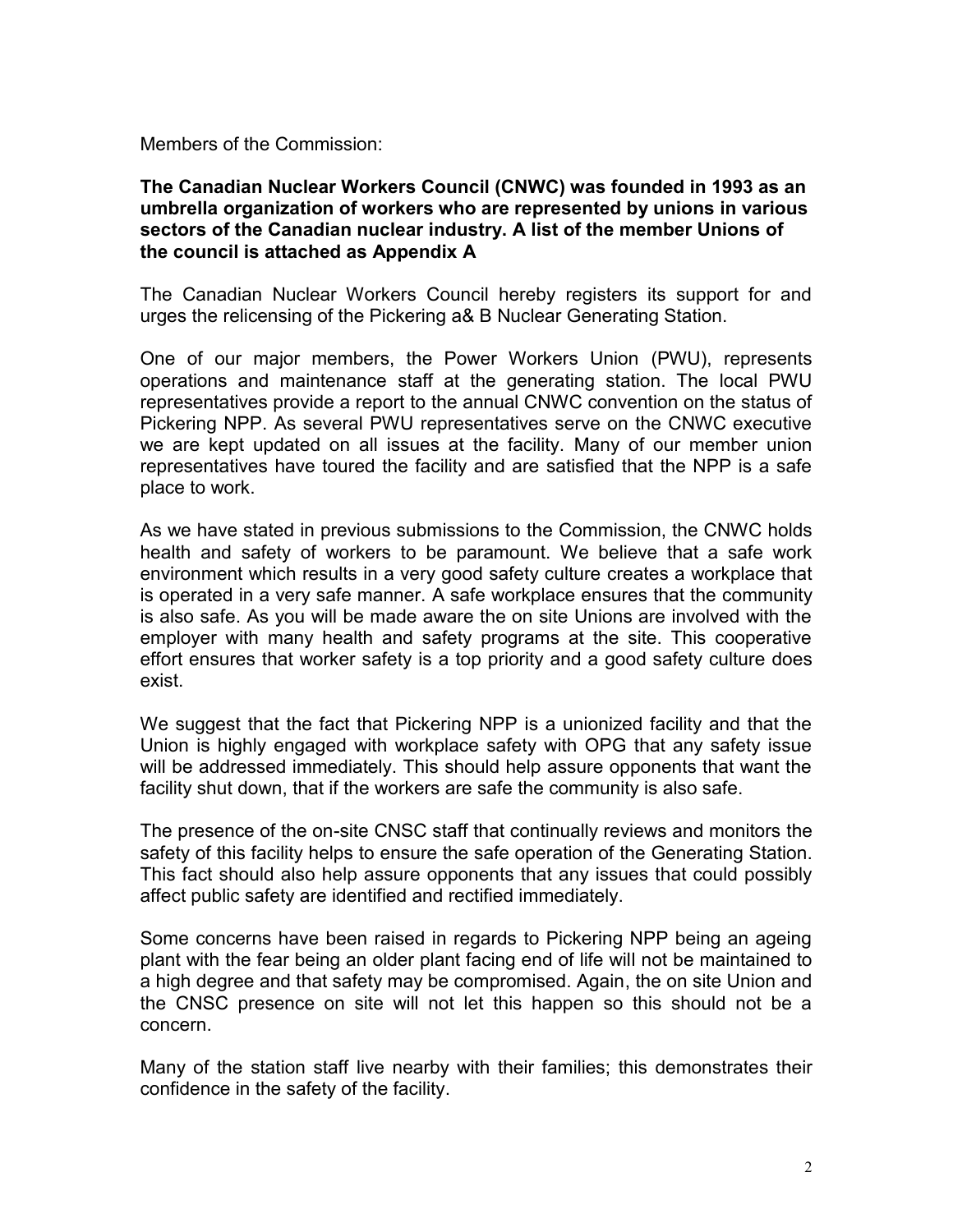Members of the Commission:

**The Canadian Nuclear Workers Council (CNWC) was founded in 1993 as an umbrella organization of workers who are represented by unions in various sectors of the Canadian nuclear industry. A list of the member Unions of the council is attached as Appendix A**

The Canadian Nuclear Workers Council hereby registers its support for and urges the relicensing of the Pickering a& B Nuclear Generating Station.

One of our major members, the Power Workers Union (PWU), represents operations and maintenance staff at the generating station. The local PWU representatives provide a report to the annual CNWC convention on the status of Pickering NPP. As several PWU representatives serve on the CNWC executive we are kept updated on all issues at the facility. Many of our member union representatives have toured the facility and are satisfied that the NPP is a safe place to work.

As we have stated in previous submissions to the Commission, the CNWC holds health and safety of workers to be paramount. We believe that a safe work environment which results in a very good safety culture creates a workplace that is operated in a very safe manner. A safe workplace ensures that the community is also safe. As you will be made aware the on site Unions are involved with the employer with many health and safety programs at the site. This cooperative effort ensures that worker safety is a top priority and a good safety culture does exist.

We suggest that the fact that Pickering NPP is a unionized facility and that the Union is highly engaged with workplace safety with OPG that any safety issue will be addressed immediately. This should help assure opponents that want the facility shut down, that if the workers are safe the community is also safe.

The presence of the on-site CNSC staff that continually reviews and monitors the safety of this facility helps to ensure the safe operation of the Generating Station. This fact should also help assure opponents that any issues that could possibly affect public safety are identified and rectified immediately.

Some concerns have been raised in regards to Pickering NPP being an ageing plant with the fear being an older plant facing end of life will not be maintained to a high degree and that safety may be compromised. Again, the on site Union and the CNSC presence on site will not let this happen so this should not be a concern.

Many of the station staff live nearby with their families; this demonstrates their confidence in the safety of the facility.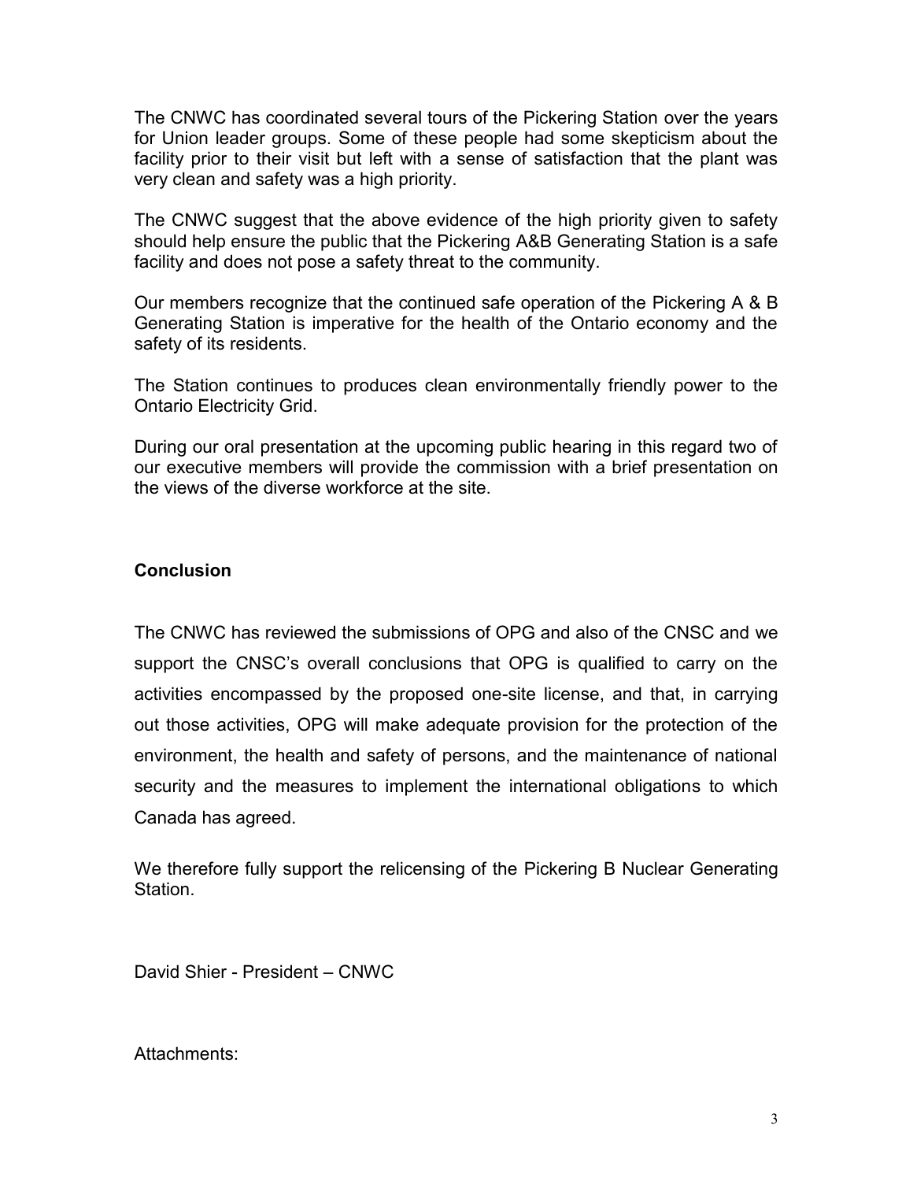The CNWC has coordinated several tours of the Pickering Station over the years for Union leader groups. Some of these people had some skepticism about the facility prior to their visit but left with a sense of satisfaction that the plant was very clean and safety was a high priority.

The CNWC suggest that the above evidence of the high priority given to safety should help ensure the public that the Pickering A&B Generating Station is a safe facility and does not pose a safety threat to the community.

Our members recognize that the continued safe operation of the Pickering A & B Generating Station is imperative for the health of the Ontario economy and the safety of its residents.

The Station continues to produces clean environmentally friendly power to the Ontario Electricity Grid.

During our oral presentation at the upcoming public hearing in this regard two of our executive members will provide the commission with a brief presentation on the views of the diverse workforce at the site.

## Conclusion

The CNWC has reviewed the submissions of OPG and also of the CNSC and we support the CNSC's overall conclusions that OPG is qualified to carry on the activities encompassed by the proposed one-site license, and that, in carrying out those activities, OPG will make adequate provision for the protection of the environment, the health and safety of persons, and the maintenance of national security and the measures to implement the international obligations to which Canada has agreed.

We therefore fully support the relicensing of the Pickering B Nuclear Generating Station.

David Shier - President – CNWC

Attachments: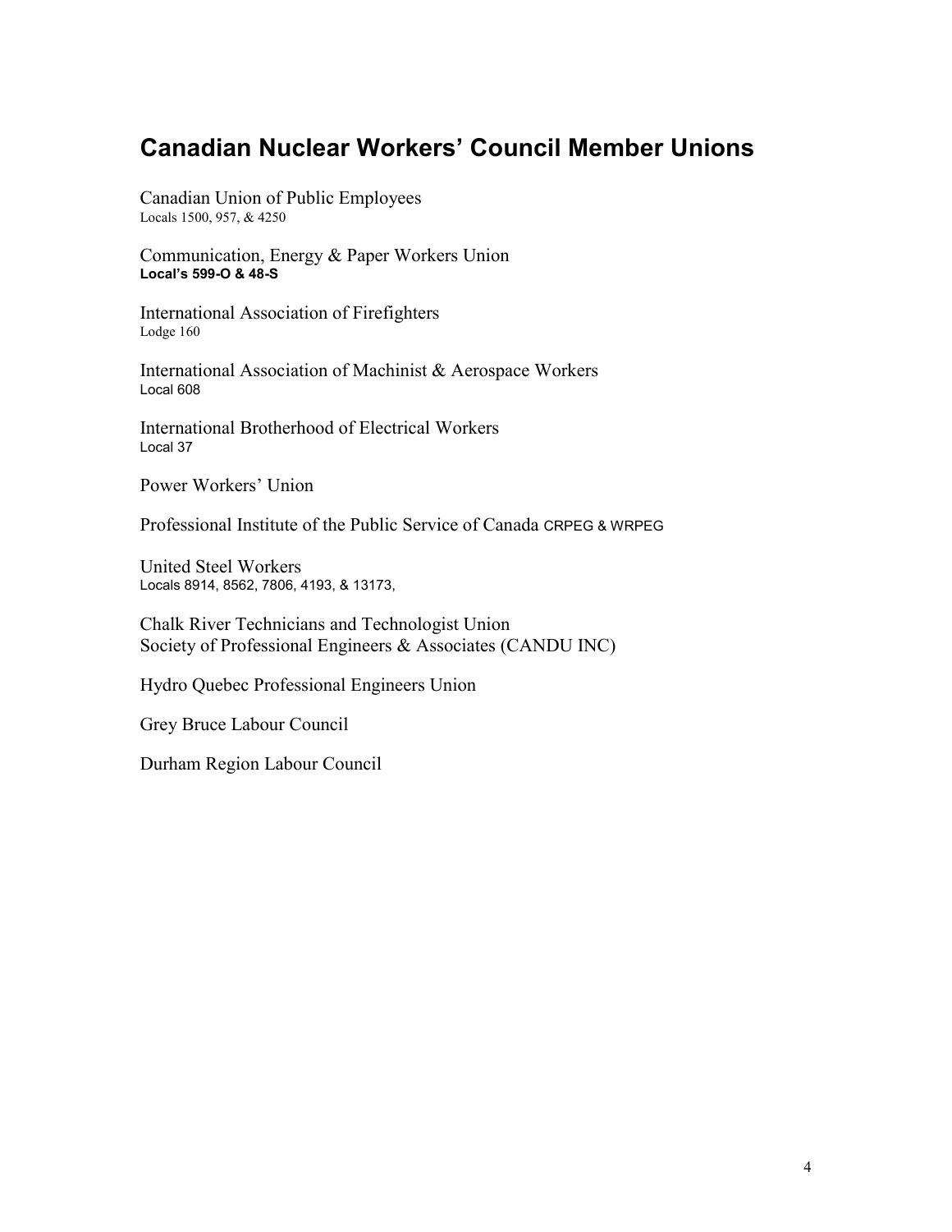## Canadian Nuclear Workers' Council Member Unions

Canadian Union of Public Employees
Locals 1500, 957, & 4250

Communication, Energy & Paper Workers Union
**Local's 599-O & 48-S**

International Association of Firefighters
Lodge 160

International Association of Machinist & Aerospace Workers
Local 608

International Brotherhood of Electrical Workers
Local 37

Power Workers' Union

Professional Institute of the Public Service of Canada CRPEG & WRPEG

United Steel Workers
Locals 8914, 8562, 7806, 4193, & 13173,

Chalk River Technicians and Technologist Union
Society of Professional Engineers & Associates (CANDU INC)

Hydro Quebec Professional Engineers Union

Grey Bruce Labour Council

Durham Region Labour Council